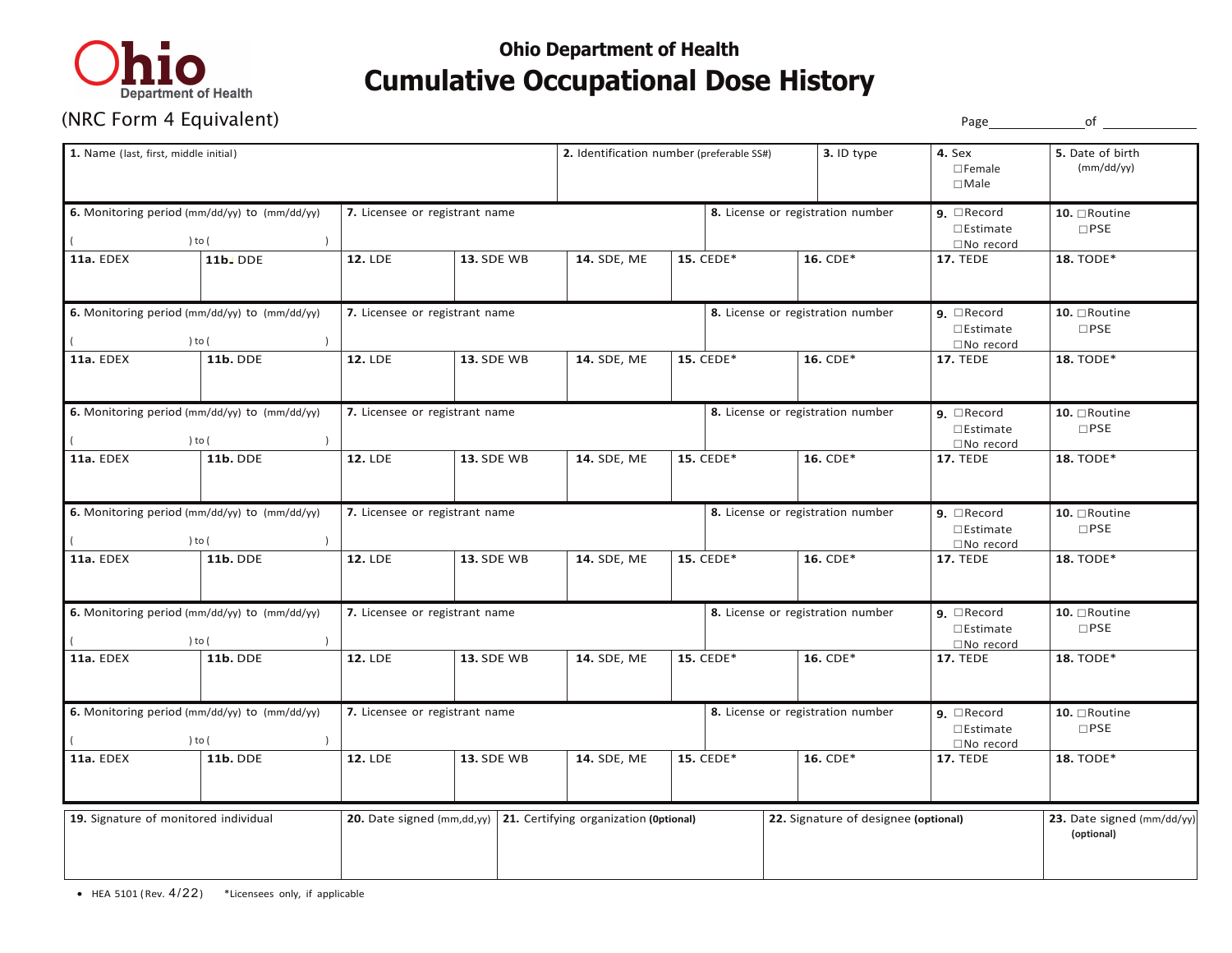Ohio Department of Health

# Ohio Department of Health
## Cumulative Occupational Dose History

(NRC Form 4 Equivalent)

Page ____________ of ____________

| **1.** Name (last, first, middle initial) | **2.** Identification number (preferable SS#) | **3.** ID type | **4.** Sex ☐Female ☐Male | **5.** Date of birth (mm/dd/yy) |
|---|---|---|---|---|
| | | | | |

| **6.** Monitoring period (mm/dd/yy) to (mm/dd/yy) ( ) to ( ) | | **7.** Licensee or registrant name | | | **8.** License or registration number | | **9.** ☐Record ☐Estimate ☐No record | **10.** ☐Routine ☐PSE |
|---|---|---|---|---|---|---|---|---|
| **11a.** EDEX | **11b.** DDE | **12.** LDE | **13.** SDE WB | **14.** SDE, ME | **15.** CEDE* | **16.** CDE* | **17.** TEDE | **18.** TODE* |
| | | | | | | | | |
| **6.** Monitoring period (mm/dd/yy) to (mm/dd/yy) ( ) to ( ) | | **7.** Licensee or registrant name | | | **8.** License or registration number | | **9.** ☐Record ☐Estimate ☐No record | **10.** ☐Routine ☐PSE |
| **11a.** EDEX | **11b.** DDE | **12.** LDE | **13.** SDE WB | **14.** SDE, ME | **15.** CEDE* | **16.** CDE* | **17.** TEDE | **18.** TODE* |
| | | | | | | | | |
| **6.** Monitoring period (mm/dd/yy) to (mm/dd/yy) ( ) to ( ) | | **7.** Licensee or registrant name | | | **8.** License or registration number | | **9.** ☐Record ☐Estimate ☐No record | **10.** ☐Routine ☐PSE |
| **11a.** EDEX | **11b.** DDE | **12.** LDE | **13.** SDE WB | **14.** SDE, ME | **15.** CEDE* | **16.** CDE* | **17.** TEDE | **18.** TODE* |
| | | | | | | | | |
| **6.** Monitoring period (mm/dd/yy) to (mm/dd/yy) ( ) to ( ) | | **7.** Licensee or registrant name | | | **8.** License or registration number | | **9.** ☐Record ☐Estimate ☐No record | **10.** ☐Routine ☐PSE |
| **11a.** EDEX | **11b.** DDE | **12.** LDE | **13.** SDE WB | **14.** SDE, ME | **15.** CEDE* | **16.** CDE* | **17.** TEDE | **18.** TODE* |
| | | | | | | | | |
| **6.** Monitoring period (mm/dd/yy) to (mm/dd/yy) ( ) to ( ) | | **7.** Licensee or registrant name | | | **8.** License or registration number | | **9.** ☐Record ☐Estimate ☐No record | **10.** ☐Routine ☐PSE |
| **11a.** EDEX | **11b.** DDE | **12.** LDE | **13.** SDE WB | **14.** SDE, ME | **15.** CEDE* | **16.** CDE* | **17.** TEDE | **18.** TODE* |
| | | | | | | | | |
| **6.** Monitoring period (mm/dd/yy) to (mm/dd/yy) ( ) to ( ) | | **7.** Licensee or registrant name | | | **8.** License or registration number | | **9.** ☐Record ☐Estimate ☐No record | **10.** ☐Routine ☐PSE |
| **11a.** EDEX | **11b.** DDE | **12.** LDE | **13.** SDE WB | **14.** SDE, ME | **15.** CEDE* | **16.** CDE* | **17.** TEDE | **18.** TODE* |
| | | | | | | | | |

| **19.** Signature of monitored individual | **20.** Date signed (mm,dd,yy) | **21.** Certifying organization **(Optional)** | **22.** Signature of designee **(optional)** | **23.** Date signed (mm/dd/yy) **(optional)** |
|---|---|---|---|---|
| | | | | |

- HEA 5101 (Rev. 4/22) *Licensees only, if applicable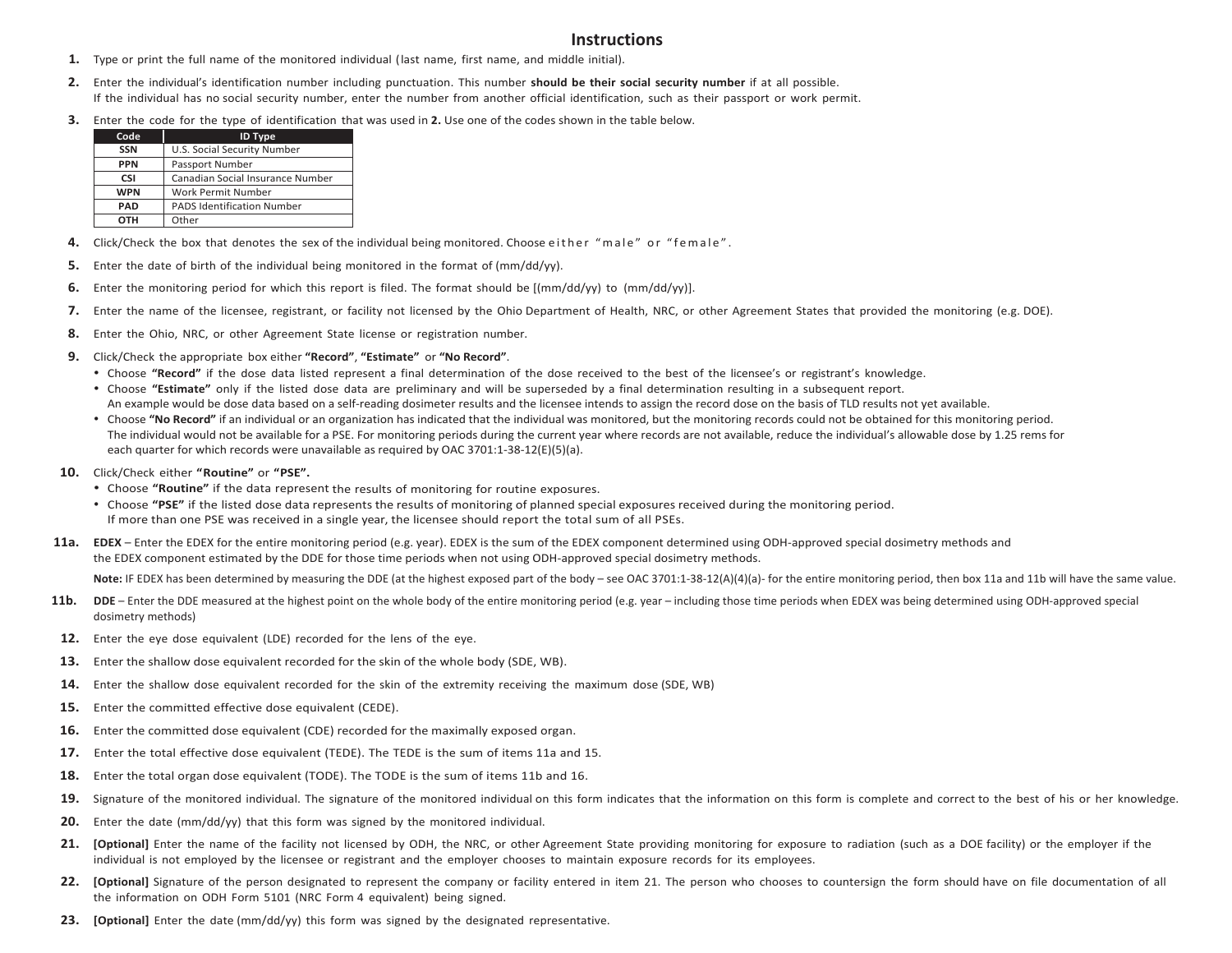# Instructions

1. Type or print the full name of the monitored individual (last name, first name, and middle initial).

2. Enter the individual's identification number including punctuation. This number **should be their social security number** if at all possible. If the individual has no social security number, enter the number from another official identification, such as their passport or work permit.

3. Enter the code for the type of identification that was used in **2.** Use one of the codes shown in the table below.

| Code | ID Type |
|---|---|
| SSN | U.S. Social Security Number |
| PPN | Passport Number |
| CSI | Canadian Social Insurance Number |
| WPN | Work Permit Number |
| PAD | PADS Identification Number |
| OTH | Other |

4. Click/Check the box that denotes the sex of the individual being monitored. Choose either "male" or "female".

5. Enter the date of birth of the individual being monitored in the format of (mm/dd/yy).

6. Enter the monitoring period for which this report is filed. The format should be [(mm/dd/yy) to (mm/dd/yy)].

7. Enter the name of the licensee, registrant, or facility not licensed by the Ohio Department of Health, NRC, or other Agreement States that provided the monitoring (e.g. DOE).

8. Enter the Ohio, NRC, or other Agreement State license or registration number.

9. Click/Check the appropriate box either **"Record"**, **"Estimate"** or **"No Record"**.
   - Choose **"Record"** if the dose data listed represent a final determination of the dose received to the best of the licensee's or registrant's knowledge.
   - Choose **"Estimate"** only if the listed dose data are preliminary and will be superseded by a final determination resulting in a subsequent report. An example would be dose data based on a self-reading dosimeter results and the licensee intends to assign the record dose on the basis of TLD results not yet available.
   - Choose **"No Record"** if an individual or an organization has indicated that the individual was monitored, but the monitoring records could not be obtained for this monitoring period. The individual would not be available for a PSE. For monitoring periods during the current year where records are not available, reduce the individual's allowable dose by 1.25 rems for each quarter for which records were unavailable as required by OAC 3701:1-38-12(E)(5)(a).

10. Click/Check either **"Routine"** or **"PSE".**
    - Choose **"Routine"** if the data represent the results of monitoring for routine exposures.
    - Choose **"PSE"** if the listed dose data represents the results of monitoring of planned special exposures received during the monitoring period. If more than one PSE was received in a single year, the licensee should report the total sum of all PSEs.

**11a.** **EDEX** – Enter the EDEX for the entire monitoring period (e.g. year). EDEX is the sum of the EDEX component determined using ODH-approved special dosimetry methods and the EDEX component estimated by the DDE for those time periods when not using ODH-approved special dosimetry methods.

**Note:** IF EDEX has been determined by measuring the DDE (at the highest exposed part of the body – see OAC 3701:1-38-12(A)(4)(a)- for the entire monitoring period, then box 11a and 11b will have the same value.

**11b.** **DDE** – Enter the DDE measured at the highest point on the whole body of the entire monitoring period (e.g. year – including those time periods when EDEX was being determined using ODH-approved special dosimetry methods)

12. Enter the eye dose equivalent (LDE) recorded for the lens of the eye.

13. Enter the shallow dose equivalent recorded for the skin of the whole body (SDE, WB).

14. Enter the shallow dose equivalent recorded for the skin of the extremity receiving the maximum dose (SDE, WB)

15. Enter the committed effective dose equivalent (CEDE).

16. Enter the committed dose equivalent (CDE) recorded for the maximally exposed organ.

17. Enter the total effective dose equivalent (TEDE). The TEDE is the sum of items 11a and 15.

18. Enter the total organ dose equivalent (TODE). The TODE is the sum of items 11b and 16.

19. Signature of the monitored individual. The signature of the monitored individual on this form indicates that the information on this form is complete and correct to the best of his or her knowledge.

20. Enter the date (mm/dd/yy) that this form was signed by the monitored individual.

21. **[Optional]** Enter the name of the facility not licensed by ODH, the NRC, or other Agreement State providing monitoring for exposure to radiation (such as a DOE facility) or the employer if the individual is not employed by the licensee or registrant and the employer chooses to maintain exposure records for its employees.

22. **[Optional]** Signature of the person designated to represent the company or facility entered in item 21. The person who chooses to countersign the form should have on file documentation of all the information on ODH Form 5101 (NRC Form 4 equivalent) being signed.

23. **[Optional]** Enter the date (mm/dd/yy) this form was signed by the designated representative.